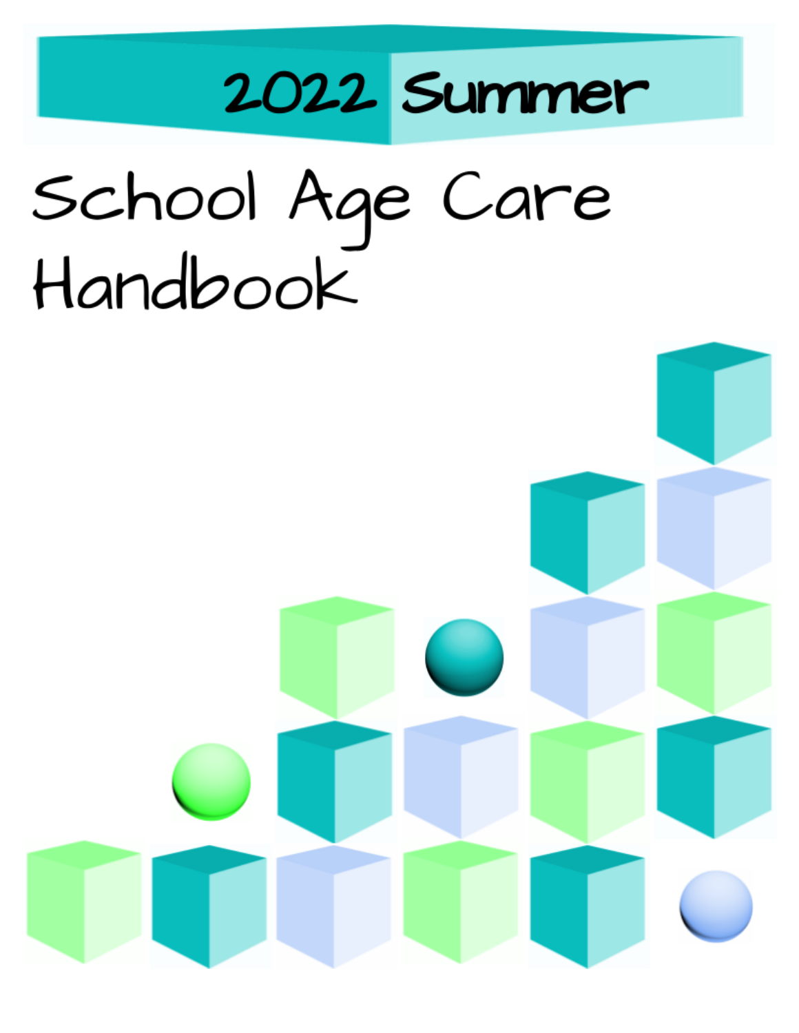# 2022 Summer

# School Age Care Handbook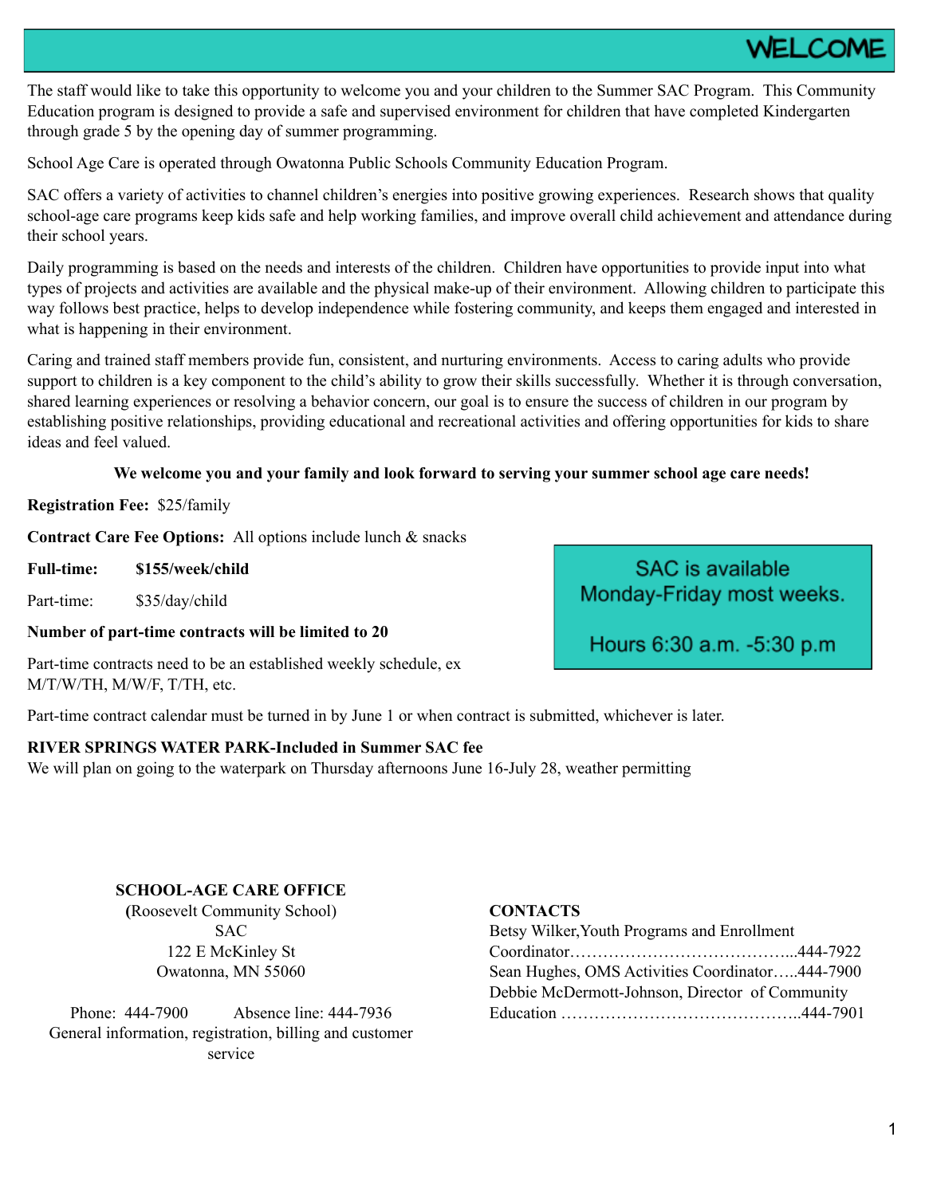# WELCOME

The staff would like to take this opportunity to welcome you and your children to the Summer SAC Program. This Community Education program is designed to provide a safe and supervised environment for children that have completed Kindergarten through grade 5 by the opening day of summer programming.

School Age Care is operated through Owatonna Public Schools Community Education Program.

SAC offers a variety of activities to channel children's energies into positive growing experiences. Research shows that quality school-age care programs keep kids safe and help working families, and improve overall child achievement and attendance during their school years.

Daily programming is based on the needs and interests of the children. Children have opportunities to provide input into what types of projects and activities are available and the physical make-up of their environment. Allowing children to participate this way follows best practice, helps to develop independence while fostering community, and keeps them engaged and interested in what is happening in their environment.

Caring and trained staff members provide fun, consistent, and nurturing environments. Access to caring adults who provide support to children is a key component to the child's ability to grow their skills successfully. Whether it is through conversation, shared learning experiences or resolving a behavior concern, our goal is to ensure the success of children in our program by establishing positive relationships, providing educational and recreational activities and offering opportunities for kids to share ideas and feel valued.

**We welcome you and your family and look forward to serving your summer school age care needs!**

**Registration Fee:** $25/family

**Contract Care Fee Options:** All options include lunch & snacks

**Full-time:** **$155/week/child**

Part-time: $35/day/child

**Number of part-time contracts will be limited to 20**

Part-time contracts need to be an established weekly schedule, ex M/T/W/TH, M/W/F, T/TH, etc.

SAC is available Monday-Friday most weeks.

Hours 6:30 a.m. -5:30 p.m

Part-time contract calendar must be turned in by June 1 or when contract is submitted, whichever is later.

**RIVER SPRINGS WATER PARK-Included in Summer SAC fee**
We will plan on going to the waterpark on Thursday afternoons June 16-July 28, weather permitting

**SCHOOL-AGE CARE OFFICE**
(Roosevelt Community School)
SAC
122 E McKinley St
Owatonna, MN 55060

Phone: 444-7900 Absence line: 444-7936
General information, registration, billing and customer service

**CONTACTS**
Betsy Wilker, Youth Programs and Enrollment Coordinator...444-7922
Sean Hughes, OMS Activities Coordinator.....444-7900
Debbie McDermott-Johnson, Director of Community Education ...444-7901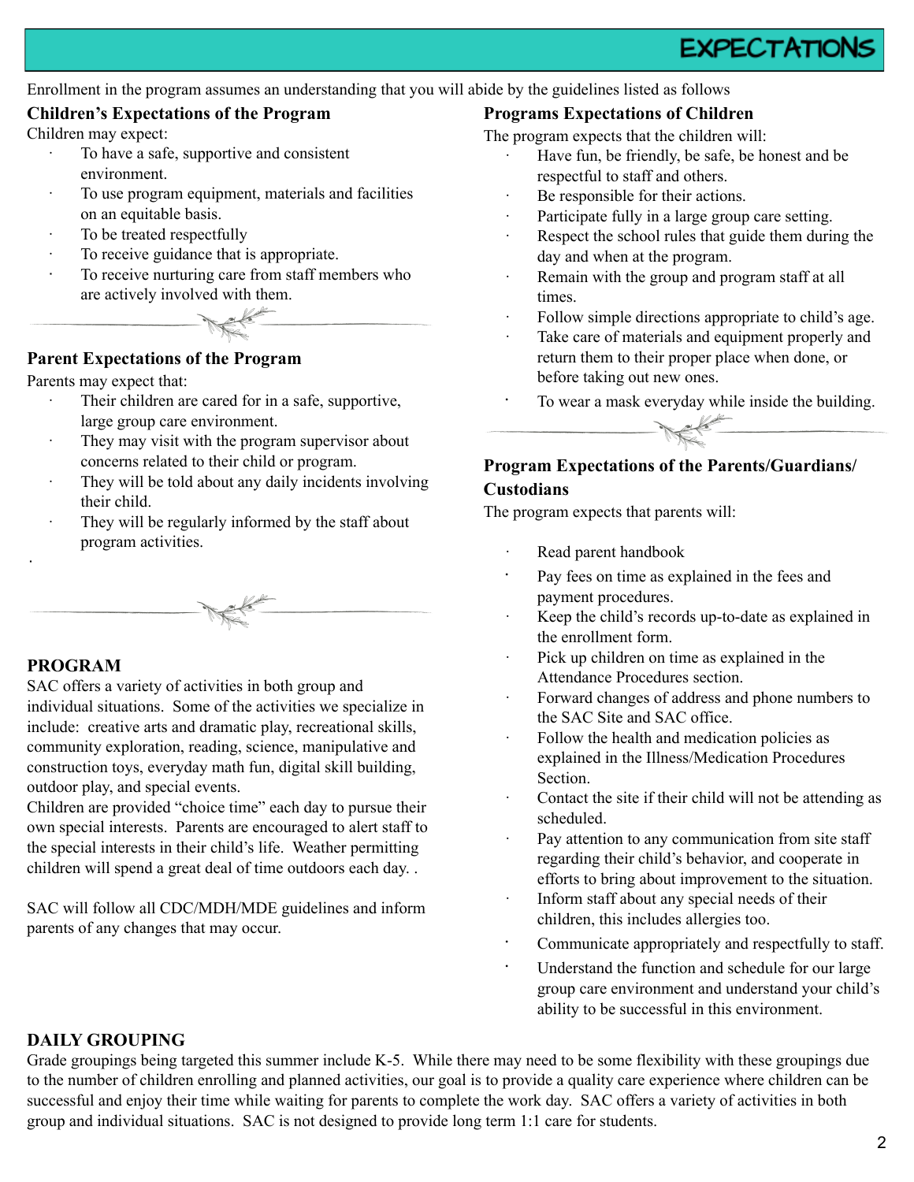# EXPECTATIONS

Enrollment in the program assumes an understanding that you will abide by the guidelines listed as follows

### Children's Expectations of the Program

Children may expect:

- To have a safe, supportive and consistent environment.
- To use program equipment, materials and facilities on an equitable basis.
- To be treated respectfully
- To receive guidance that is appropriate.
- To receive nurturing care from staff members who are actively involved with them.

### Parent Expectations of the Program

Parents may expect that:

- Their children are cared for in a safe, supportive, large group care environment.
- They may visit with the program supervisor about concerns related to their child or program.
- They will be told about any daily incidents involving their child.
- They will be regularly informed by the staff about program activities.

### PROGRAM

SAC offers a variety of activities in both group and individual situations. Some of the activities we specialize in include: creative arts and dramatic play, recreational skills, community exploration, reading, science, manipulative and construction toys, everyday math fun, digital skill building, outdoor play, and special events.

Children are provided "choice time" each day to pursue their own special interests. Parents are encouraged to alert staff to the special interests in their child's life. Weather permitting children will spend a great deal of time outdoors each day. .

SAC will follow all CDC/MDH/MDE guidelines and inform parents of any changes that may occur.

### Programs Expectations of Children

The program expects that the children will:

- Have fun, be friendly, be safe, be honest and be respectful to staff and others.
- Be responsible for their actions.
- Participate fully in a large group care setting.
- Respect the school rules that guide them during the day and when at the program.
- Remain with the group and program staff at all times.
- Follow simple directions appropriate to child's age.
- Take care of materials and equipment properly and return them to their proper place when done, or before taking out new ones.
- To wear a mask everyday while inside the building.

### Program Expectations of the Parents/Guardians/ Custodians

The program expects that parents will:

- Read parent handbook
- Pay fees on time as explained in the fees and payment procedures.
- Keep the child's records up-to-date as explained in the enrollment form.
- Pick up children on time as explained in the Attendance Procedures section.
- Forward changes of address and phone numbers to the SAC Site and SAC office.
- Follow the health and medication policies as explained in the Illness/Medication Procedures Section.
- Contact the site if their child will not be attending as scheduled.
- Pay attention to any communication from site staff regarding their child's behavior, and cooperate in efforts to bring about improvement to the situation.
- Inform staff about any special needs of their children, this includes allergies too.
- Communicate appropriately and respectfully to staff.
- Understand the function and schedule for our large group care environment and understand your child's ability to be successful in this environment.

### DAILY GROUPING

Grade groupings being targeted this summer include K-5. While there may need to be some flexibility with these groupings due to the number of children enrolling and planned activities, our goal is to provide a quality care experience where children can be successful and enjoy their time while waiting for parents to complete the work day. SAC offers a variety of activities in both group and individual situations. SAC is not designed to provide long term 1:1 care for students.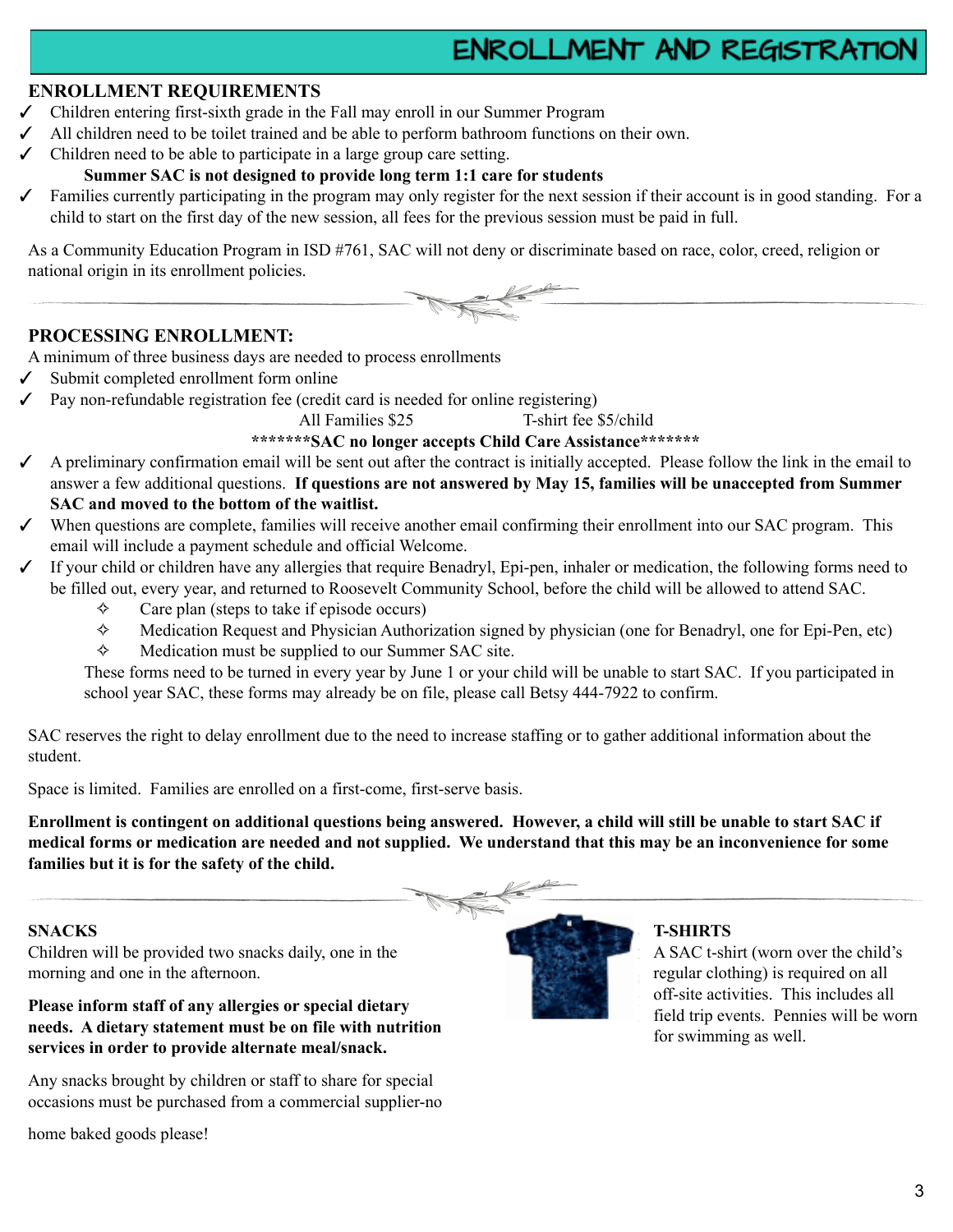# ENROLLMENT AND REGISTRATION

## ENROLLMENT REQUIREMENTS

- ✓ Children entering first-sixth grade in the Fall may enroll in our Summer Program
- ✓ All children need to be toilet trained and be able to perform bathroom functions on their own.
- ✓ Children need to be able to participate in a large group care setting.
  **Summer SAC is not designed to provide long term 1:1 care for students**
- ✓ Families currently participating in the program may only register for the next session if their account is in good standing. For a child to start on the first day of the new session, all fees for the previous session must be paid in full.

As a Community Education Program in ISD #761, SAC will not deny or discriminate based on race, color, creed, religion or national origin in its enrollment policies.

## PROCESSING ENROLLMENT:

A minimum of three business days are needed to process enrollments

- ✓ Submit completed enrollment form online
- ✓ Pay non-refundable registration fee (credit card is needed for online registering)
  All Families $25 T-shirt fee $5/child
  **\*\*\*\*\*\*\*SAC no longer accepts Child Care Assistance\*\*\*\*\*\*\***
- ✓ A preliminary confirmation email will be sent out after the contract is initially accepted. Please follow the link in the email to answer a few additional questions. **If questions are not answered by May 15, families will be unaccepted from Summer SAC and moved to the bottom of the waitlist.**
- ✓ When questions are complete, families will receive another email confirming their enrollment into our SAC program. This email will include a payment schedule and official Welcome.
- ✓ If your child or children have any allergies that require Benadryl, Epi-pen, inhaler or medication, the following forms need to be filled out, every year, and returned to Roosevelt Community School, before the child will be allowed to attend SAC.
  - ✧ Care plan (steps to take if episode occurs)
  - ✧ Medication Request and Physician Authorization signed by physician (one for Benadryl, one for Epi-Pen, etc)
  - ✧ Medication must be supplied to our Summer SAC site.

  These forms need to be turned in every year by June 1 or your child will be unable to start SAC. If you participated in school year SAC, these forms may already be on file, please call Betsy 444-7922 to confirm.

SAC reserves the right to delay enrollment due to the need to increase staffing or to gather additional information about the student.

Space is limited. Families are enrolled on a first-come, first-serve basis.

**Enrollment is contingent on additional questions being answered. However, a child will still be unable to start SAC if medical forms or medication are needed and not supplied. We understand that this may be an inconvenience for some families but it is for the safety of the child.**

## SNACKS

Children will be provided two snacks daily, one in the morning and one in the afternoon.

**Please inform staff of any allergies or special dietary needs. A dietary statement must be on file with nutrition services in order to provide alternate meal/snack.**

Any snacks brought by children or staff to share for special occasions must be purchased from a commercial supplier-no home baked goods please!

## T-SHIRTS

A SAC t-shirt (worn over the child's regular clothing) is required on all off-site activities. This includes all field trip events. Pennies will be worn for swimming as well.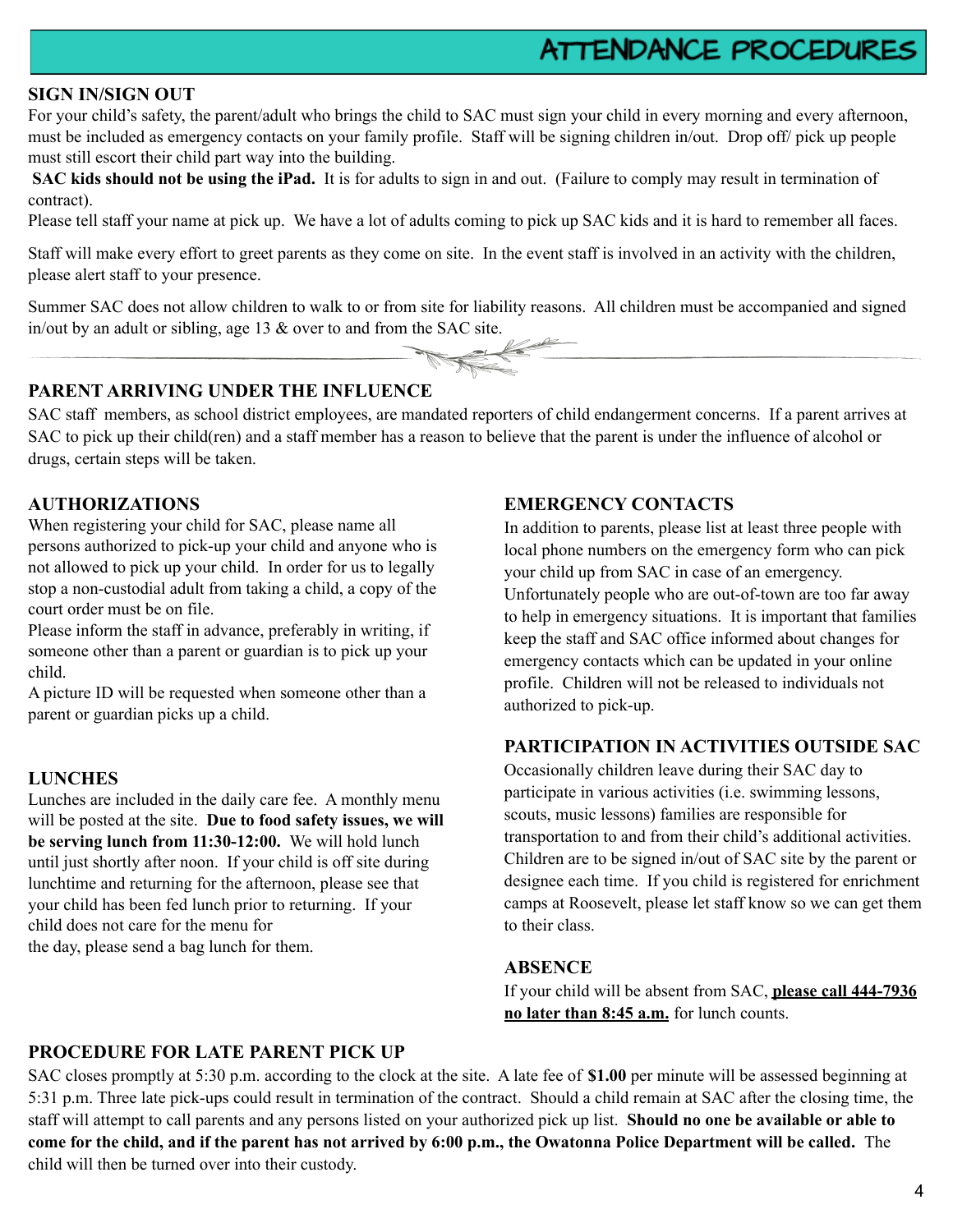# ATTENDANCE PROCEDURES

## SIGN IN/SIGN OUT

For your child's safety, the parent/adult who brings the child to SAC must sign your child in every morning and every afternoon, must be included as emergency contacts on your family profile. Staff will be signing children in/out. Drop off/ pick up people must still escort their child part way into the building.

**SAC kids should not be using the iPad.** It is for adults to sign in and out. (Failure to comply may result in termination of contract).

Please tell staff your name at pick up. We have a lot of adults coming to pick up SAC kids and it is hard to remember all faces.

Staff will make every effort to greet parents as they come on site. In the event staff is involved in an activity with the children, please alert staff to your presence.

Summer SAC does not allow children to walk to or from site for liability reasons. All children must be accompanied and signed in/out by an adult or sibling, age 13 & over to and from the SAC site.

## PARENT ARRIVING UNDER THE INFLUENCE

SAC staff members, as school district employees, are mandated reporters of child endangerment concerns. If a parent arrives at SAC to pick up their child(ren) and a staff member has a reason to believe that the parent is under the influence of alcohol or drugs, certain steps will be taken.

## AUTHORIZATIONS

When registering your child for SAC, please name all persons authorized to pick-up your child and anyone who is not allowed to pick up your child. In order for us to legally stop a non-custodial adult from taking a child, a copy of the court order must be on file.

Please inform the staff in advance, preferably in writing, if someone other than a parent or guardian is to pick up your child.

A picture ID will be requested when someone other than a parent or guardian picks up a child.

## LUNCHES

Lunches are included in the daily care fee. A monthly menu will be posted at the site. **Due to food safety issues, we will be serving lunch from 11:30-12:00.** We will hold lunch until just shortly after noon. If your child is off site during lunchtime and returning for the afternoon, please see that your child has been fed lunch prior to returning. If your child does not care for the menu for the day, please send a bag lunch for them.

## EMERGENCY CONTACTS

In addition to parents, please list at least three people with local phone numbers on the emergency form who can pick your child up from SAC in case of an emergency. Unfortunately people who are out-of-town are too far away to help in emergency situations. It is important that families keep the staff and SAC office informed about changes for emergency contacts which can be updated in your online profile. Children will not be released to individuals not authorized to pick-up.

## PARTICIPATION IN ACTIVITIES OUTSIDE SAC

Occasionally children leave during their SAC day to participate in various activities (i.e. swimming lessons, scouts, music lessons) families are responsible for transportation to and from their child's additional activities. Children are to be signed in/out of SAC site by the parent or designee each time. If you child is registered for enrichment camps at Roosevelt, please let staff know so we can get them to their class.

## ABSENCE

If your child will be absent from SAC, **please call 444-7936 no later than 8:45 a.m.** for lunch counts.

## PROCEDURE FOR LATE PARENT PICK UP

SAC closes promptly at 5:30 p.m. according to the clock at the site. A late fee of **$1.00** per minute will be assessed beginning at 5:31 p.m. Three late pick-ups could result in termination of the contract. Should a child remain at SAC after the closing time, the staff will attempt to call parents and any persons listed on your authorized pick up list. **Should no one be available or able to come for the child, and if the parent has not arrived by 6:00 p.m., the Owatonna Police Department will be called.** The child will then be turned over into their custody.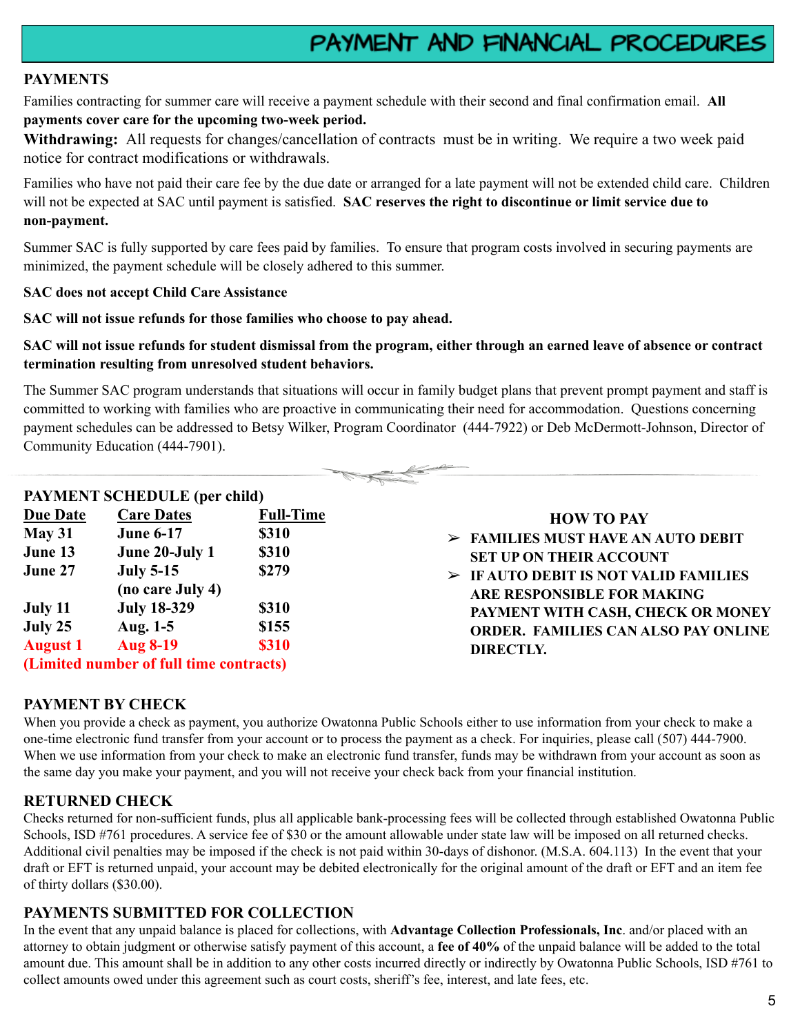# PAYMENT AND FINANCIAL PROCEDURES

## PAYMENTS

Families contracting for summer care will receive a payment schedule with their second and final confirmation email. **All payments cover care for the upcoming two-week period.**

**Withdrawing:** All requests for changes/cancellation of contracts must be in writing. We require a two week paid notice for contract modifications or withdrawals.

Families who have not paid their care fee by the due date or arranged for a late payment will not be extended child care. Children will not be expected at SAC until payment is satisfied. **SAC reserves the right to discontinue or limit service due to non-payment.**

Summer SAC is fully supported by care fees paid by families. To ensure that program costs involved in securing payments are minimized, the payment schedule will be closely adhered to this summer.

**SAC does not accept Child Care Assistance**

**SAC will not issue refunds for those families who choose to pay ahead.**

**SAC will not issue refunds for student dismissal from the program, either through an earned leave of absence or contract termination resulting from unresolved student behaviors.**

The Summer SAC program understands that situations will occur in family budget plans that prevent prompt payment and staff is committed to working with families who are proactive in communicating their need for accommodation. Questions concerning payment schedules can be addressed to Betsy Wilker, Program Coordinator (444-7922) or Deb McDermott-Johnson, Director of Community Education (444-7901).

## PAYMENT SCHEDULE (per child)

| Due Date | Care Dates | Full-Time |
|---|---|---|
| May 31 | June 6-17 | $310 |
| June 13 | June 20-July 1 | $310 |
| June 27 | July 5-15 (no care July 4) | $279 |
| July 11 | July 18-329 | $310 |
| July 25 | Aug. 1-5 | $155 |
| August 1 | Aug 8-19 | $310 |

**(Limited number of full time contracts)**

## HOW TO PAY

- **FAMILIES MUST HAVE AN AUTO DEBIT SET UP ON THEIR ACCOUNT**
- **IF AUTO DEBIT IS NOT VALID FAMILIES ARE RESPONSIBLE FOR MAKING PAYMENT WITH CASH, CHECK OR MONEY ORDER. FAMILIES CAN ALSO PAY ONLINE DIRECTLY.**

## PAYMENT BY CHECK

When you provide a check as payment, you authorize Owatonna Public Schools either to use information from your check to make a one-time electronic fund transfer from your account or to process the payment as a check. For inquiries, please call (507) 444-7900. When we use information from your check to make an electronic fund transfer, funds may be withdrawn from your account as soon as the same day you make your payment, and you will not receive your check back from your financial institution.

## RETURNED CHECK

Checks returned for non-sufficient funds, plus all applicable bank-processing fees will be collected through established Owatonna Public Schools, ISD #761 procedures. A service fee of $30 or the amount allowable under state law will be imposed on all returned checks. Additional civil penalties may be imposed if the check is not paid within 30-days of dishonor. (M.S.A. 604.113) In the event that your draft or EFT is returned unpaid, your account may be debited electronically for the original amount of the draft or EFT and an item fee of thirty dollars ($30.00).

## PAYMENTS SUBMITTED FOR COLLECTION

In the event that any unpaid balance is placed for collections, with **Advantage Collection Professionals, Inc**. and/or placed with an attorney to obtain judgment or otherwise satisfy payment of this account, a **fee of 40%** of the unpaid balance will be added to the total amount due. This amount shall be in addition to any other costs incurred directly or indirectly by Owatonna Public Schools, ISD #761 to collect amounts owed under this agreement such as court costs, sheriff's fee, interest, and late fees, etc.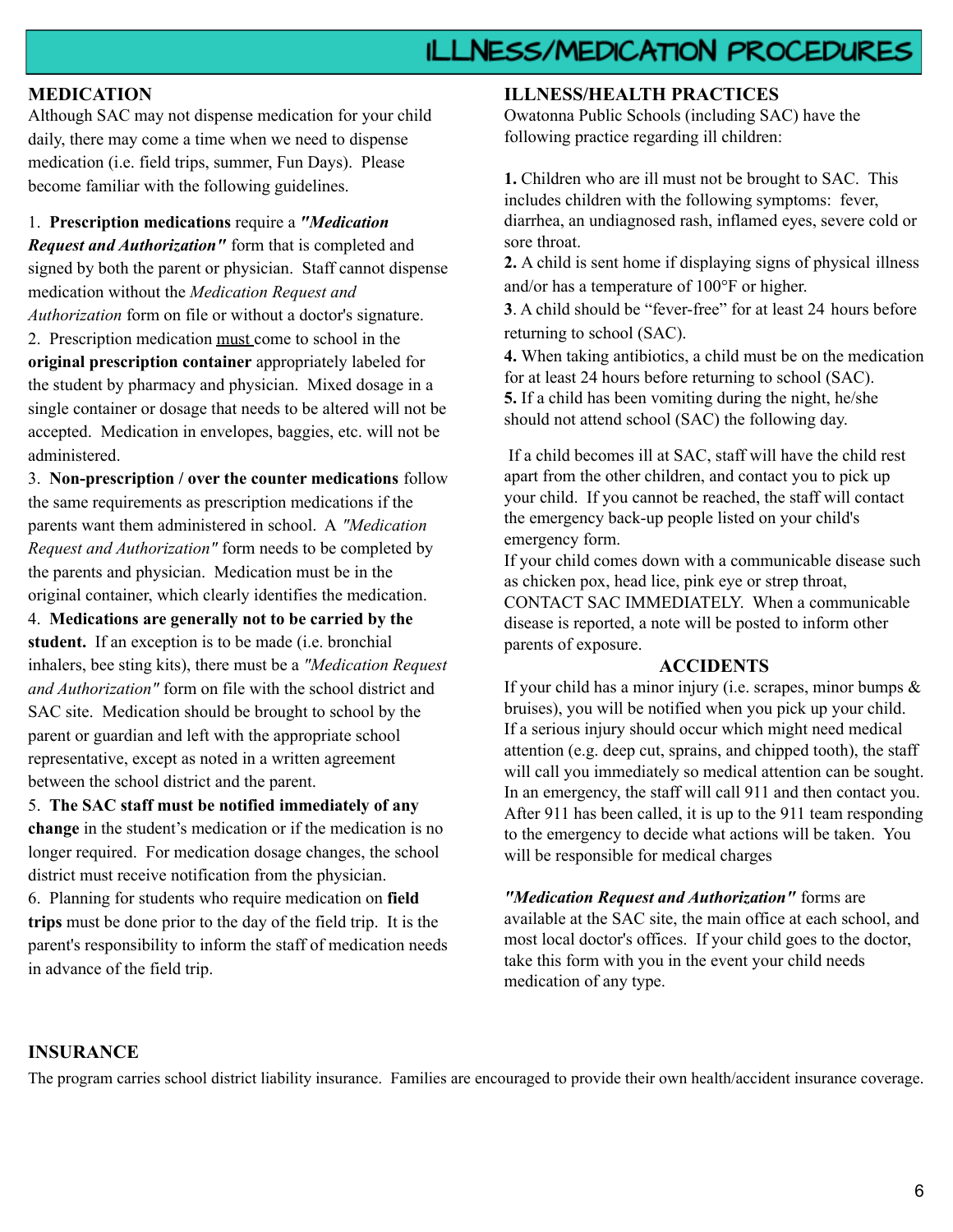# ILLNESS/MEDICATION PROCEDURES

## MEDICATION

Although SAC may not dispense medication for your child daily, there may come a time when we need to dispense medication (i.e. field trips, summer, Fun Days). Please become familiar with the following guidelines.

1. **Prescription medications** require a ***"Medication Request and Authorization"*** form that is completed and signed by both the parent or physician. Staff cannot dispense medication without the *Medication Request and Authorization* form on file or without a doctor's signature.
2. Prescription medication must come to school in the **original prescription container** appropriately labeled for the student by pharmacy and physician. Mixed dosage in a single container or dosage that needs to be altered will not be accepted. Medication in envelopes, baggies, etc. will not be administered.
3. **Non-prescription / over the counter medications** follow the same requirements as prescription medications if the parents want them administered in school. A *"Medication Request and Authorization"* form needs to be completed by the parents and physician. Medication must be in the original container, which clearly identifies the medication.
4. **Medications are generally not to be carried by the student.** If an exception is to be made (i.e. bronchial inhalers, bee sting kits), there must be a *"Medication Request and Authorization"* form on file with the school district and SAC site. Medication should be brought to school by the parent or guardian and left with the appropriate school representative, except as noted in a written agreement between the school district and the parent.
5. **The SAC staff must be notified immediately of any change** in the student's medication or if the medication is no longer required. For medication dosage changes, the school district must receive notification from the physician.
6. Planning for students who require medication on **field trips** must be done prior to the day of the field trip. It is the parent's responsibility to inform the staff of medication needs in advance of the field trip.

## ILLNESS/HEALTH PRACTICES

Owatonna Public Schools (including SAC) have the following practice regarding ill children:

**1.** Children who are ill must not be brought to SAC. This includes children with the following symptoms: fever, diarrhea, an undiagnosed rash, inflamed eyes, severe cold or sore throat.
**2.** A child is sent home if displaying signs of physical illness and/or has a temperature of 100°F or higher.
**3**. A child should be "fever-free" for at least 24 hours before returning to school (SAC).
**4.** When taking antibiotics, a child must be on the medication for at least 24 hours before returning to school (SAC).
**5.** If a child has been vomiting during the night, he/she should not attend school (SAC) the following day.

If a child becomes ill at SAC, staff will have the child rest apart from the other children, and contact you to pick up your child. If you cannot be reached, the staff will contact the emergency back-up people listed on your child's emergency form.
If your child comes down with a communicable disease such as chicken pox, head lice, pink eye or strep throat, CONTACT SAC IMMEDIATELY. When a communicable disease is reported, a note will be posted to inform other parents of exposure.

## ACCIDENTS

If your child has a minor injury (i.e. scrapes, minor bumps & bruises), you will be notified when you pick up your child. If a serious injury should occur which might need medical attention (e.g. deep cut, sprains, and chipped tooth), the staff will call you immediately so medical attention can be sought. In an emergency, the staff will call 911 and then contact you. After 911 has been called, it is up to the 911 team responding to the emergency to decide what actions will be taken. You will be responsible for medical charges

***"Medication Request and Authorization"*** forms are available at the SAC site, the main office at each school, and most local doctor's offices. If your child goes to the doctor, take this form with you in the event your child needs medication of any type.

## INSURANCE

The program carries school district liability insurance. Families are encouraged to provide their own health/accident insurance coverage.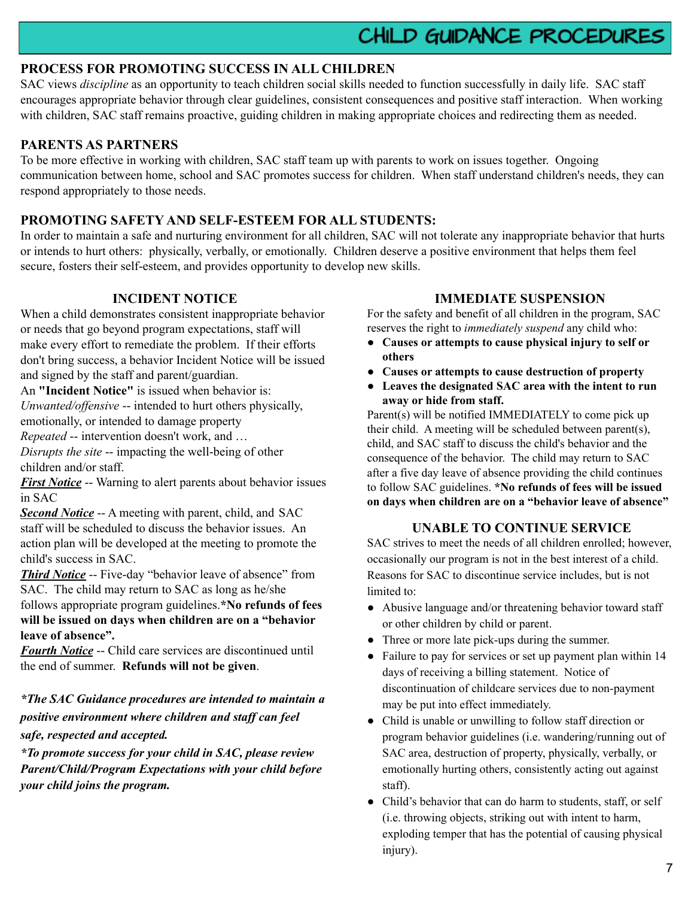# CHILD GUIDANCE PROCEDURES

## PROCESS FOR PROMOTING SUCCESS IN ALL CHILDREN

SAC views *discipline* as an opportunity to teach children social skills needed to function successfully in daily life. SAC staff encourages appropriate behavior through clear guidelines, consistent consequences and positive staff interaction. When working with children, SAC staff remains proactive, guiding children in making appropriate choices and redirecting them as needed.

## PARENTS AS PARTNERS

To be more effective in working with children, SAC staff team up with parents to work on issues together. Ongoing communication between home, school and SAC promotes success for children. When staff understand children's needs, they can respond appropriately to those needs.

## PROMOTING SAFETY AND SELF-ESTEEM FOR ALL STUDENTS:

In order to maintain a safe and nurturing environment for all children, SAC will not tolerate any inappropriate behavior that hurts or intends to hurt others: physically, verbally, or emotionally. Children deserve a positive environment that helps them feel secure, fosters their self-esteem, and provides opportunity to develop new skills.

### INCIDENT NOTICE

When a child demonstrates consistent inappropriate behavior or needs that go beyond program expectations, staff will make every effort to remediate the problem. If their efforts don't bring success, a behavior Incident Notice will be issued and signed by the staff and parent/guardian.

An **"Incident Notice"** is issued when behavior is:

*Unwanted/offensive* -- intended to hurt others physically, emotionally, or intended to damage property

*Repeated* -- intervention doesn't work, and …

*Disrupts the site* -- impacting the well-being of other children and/or staff.

***First Notice*** -- Warning to alert parents about behavior issues in SAC

***Second Notice*** -- A meeting with parent, child, and SAC staff will be scheduled to discuss the behavior issues. An action plan will be developed at the meeting to promote the child's success in SAC.

***Third Notice*** -- Five-day "behavior leave of absence" from SAC. The child may return to SAC as long as he/she follows appropriate program guidelines.**\*No refunds of fees will be issued on days when children are on a "behavior leave of absence".**

***Fourth Notice*** -- Child care services are discontinued until the end of summer. **Refunds will not be given**.

***\*The SAC Guidance procedures are intended to maintain a positive environment where children and staff can feel safe, respected and accepted.***

***\*To promote success for your child in SAC, please review Parent/Child/Program Expectations with your child before your child joins the program.***

### IMMEDIATE SUSPENSION

For the safety and benefit of all children in the program, SAC reserves the right to *immediately suspend* any child who:

- **Causes or attempts to cause physical injury to self or others**
- **Causes or attempts to cause destruction of property**
- **Leaves the designated SAC area with the intent to run away or hide from staff.**

Parent(s) will be notified IMMEDIATELY to come pick up their child. A meeting will be scheduled between parent(s), child, and SAC staff to discuss the child's behavior and the consequence of the behavior. The child may return to SAC after a five day leave of absence providing the child continues to follow SAC guidelines. **\*No refunds of fees will be issued on days when children are on a "behavior leave of absence"**

### UNABLE TO CONTINUE SERVICE

SAC strives to meet the needs of all children enrolled; however, occasionally our program is not in the best interest of a child. Reasons for SAC to discontinue service includes, but is not limited to:

- Abusive language and/or threatening behavior toward staff or other children by child or parent.
- Three or more late pick-ups during the summer.
- Failure to pay for services or set up payment plan within 14 days of receiving a billing statement. Notice of discontinuation of childcare services due to non-payment may be put into effect immediately.
- Child is unable or unwilling to follow staff direction or program behavior guidelines (i.e. wandering/running out of SAC area, destruction of property, physically, verbally, or emotionally hurting others, consistently acting out against staff).
- Child's behavior that can do harm to students, staff, or self (i.e. throwing objects, striking out with intent to harm, exploding temper that has the potential of causing physical injury).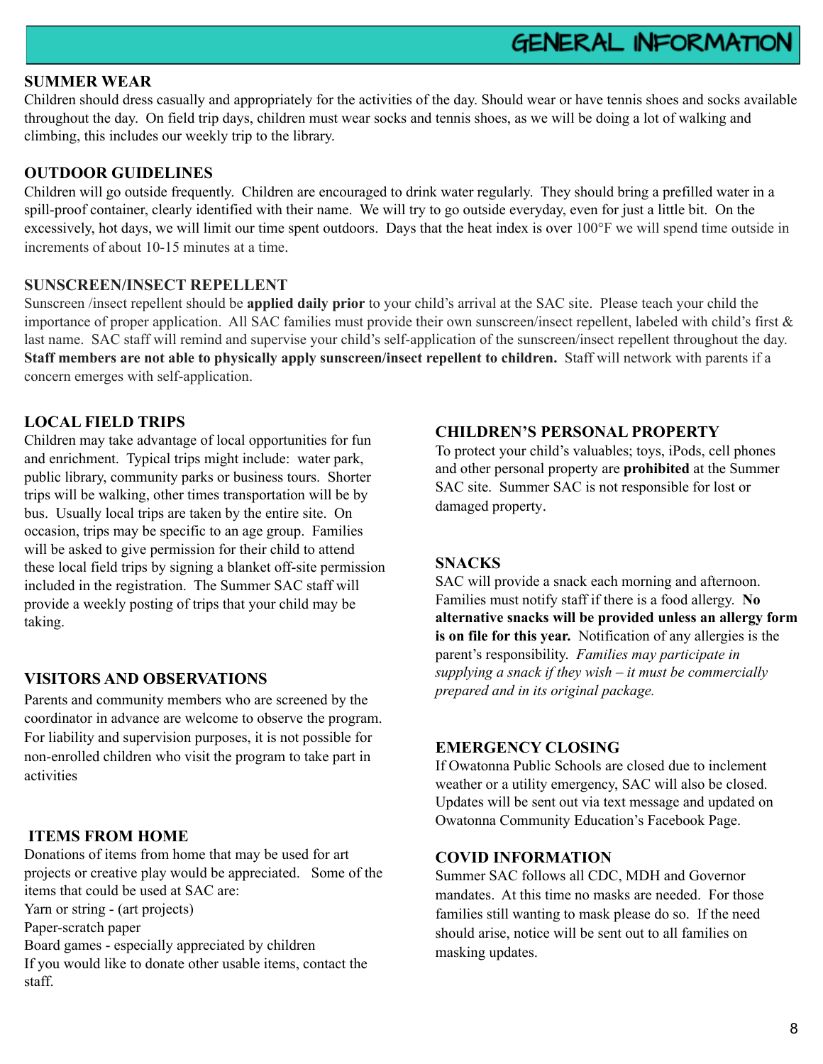# GENERAL INFORMATION

## SUMMER WEAR

Children should dress casually and appropriately for the activities of the day. Should wear or have tennis shoes and socks available throughout the day. On field trip days, children must wear socks and tennis shoes, as we will be doing a lot of walking and climbing, this includes our weekly trip to the library.

## OUTDOOR GUIDELINES

Children will go outside frequently. Children are encouraged to drink water regularly. They should bring a prefilled water in a spill-proof container, clearly identified with their name. We will try to go outside everyday, even for just a little bit. On the excessively, hot days, we will limit our time spent outdoors. Days that the heat index is over 100°F we will spend time outside in increments of about 10-15 minutes at a time.

## SUNSCREEN/INSECT REPELLENT

Sunscreen /insect repellent should be **applied daily prior** to your child's arrival at the SAC site. Please teach your child the importance of proper application. All SAC families must provide their own sunscreen/insect repellent, labeled with child's first & last name. SAC staff will remind and supervise your child's self-application of the sunscreen/insect repellent throughout the day. **Staff members are not able to physically apply sunscreen/insect repellent to children.** Staff will network with parents if a concern emerges with self-application.

## LOCAL FIELD TRIPS

Children may take advantage of local opportunities for fun and enrichment. Typical trips might include: water park, public library, community parks or business tours. Shorter trips will be walking, other times transportation will be by bus. Usually local trips are taken by the entire site. On occasion, trips may be specific to an age group. Families will be asked to give permission for their child to attend these local field trips by signing a blanket off-site permission included in the registration. The Summer SAC staff will provide a weekly posting of trips that your child may be taking.

## VISITORS AND OBSERVATIONS

Parents and community members who are screened by the coordinator in advance are welcome to observe the program. For liability and supervision purposes, it is not possible for non-enrolled children who visit the program to take part in activities

## ITEMS FROM HOME

Donations of items from home that may be used for art projects or creative play would be appreciated. Some of the items that could be used at SAC are:

Yarn or string - (art projects)
Paper-scratch paper
Board games - especially appreciated by children
If you would like to donate other usable items, contact the staff.

## CHILDREN'S PERSONAL PROPERTY

To protect your child's valuables; toys, iPods, cell phones and other personal property are **prohibited** at the Summer SAC site. Summer SAC is not responsible for lost or damaged property.

## SNACKS

SAC will provide a snack each morning and afternoon. Families must notify staff if there is a food allergy. **No alternative snacks will be provided unless an allergy form is on file for this year.** Notification of any allergies is the parent's responsibility. *Families may participate in supplying a snack if they wish – it must be commercially prepared and in its original package.*

## EMERGENCY CLOSING

If Owatonna Public Schools are closed due to inclement weather or a utility emergency, SAC will also be closed. Updates will be sent out via text message and updated on Owatonna Community Education's Facebook Page.

## COVID INFORMATION

Summer SAC follows all CDC, MDH and Governor mandates. At this time no masks are needed. For those families still wanting to mask please do so. If the need should arise, notice will be sent out to all families on masking updates.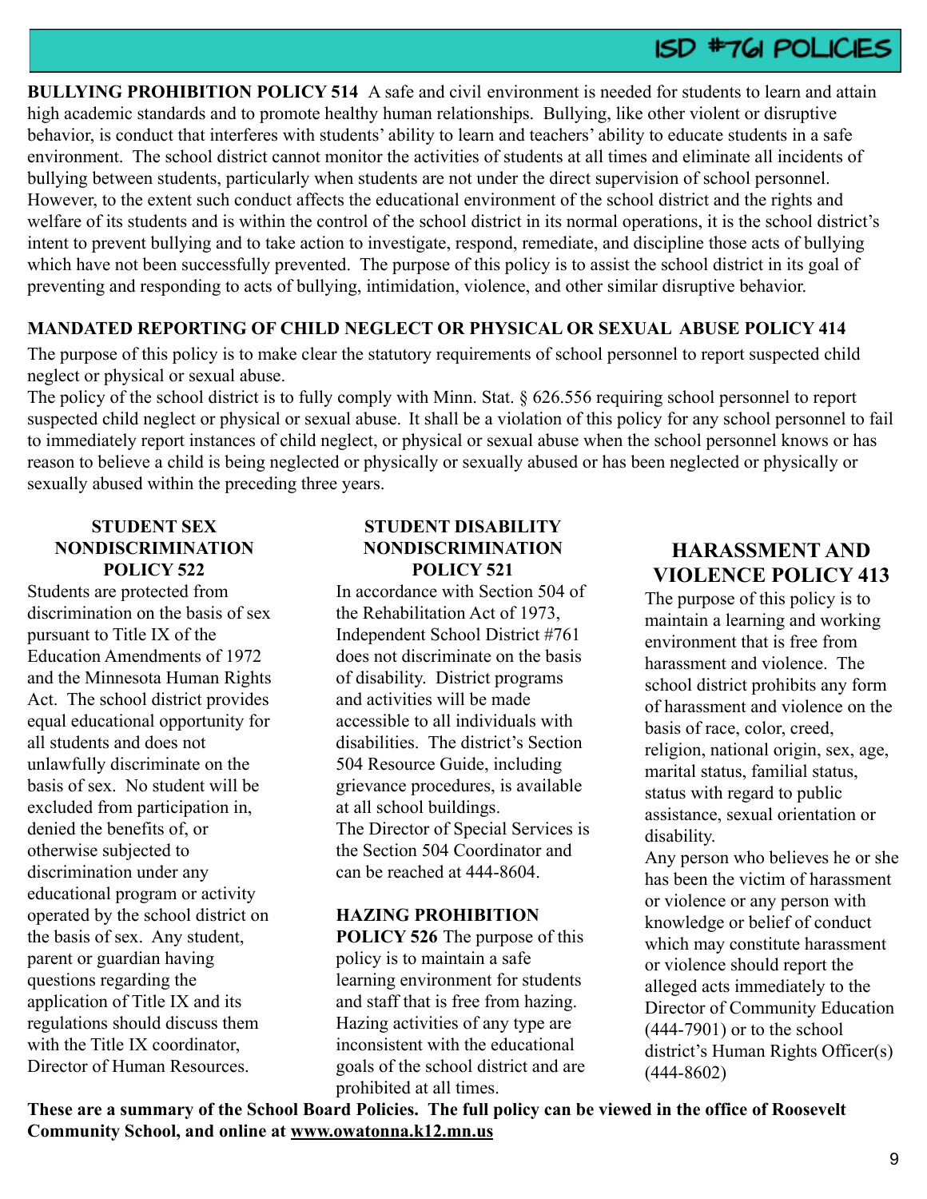# ISD #761 POLICIES

**BULLYING PROHIBITION POLICY 514** A safe and civil environment is needed for students to learn and attain high academic standards and to promote healthy human relationships. Bullying, like other violent or disruptive behavior, is conduct that interferes with students' ability to learn and teachers' ability to educate students in a safe environment. The school district cannot monitor the activities of students at all times and eliminate all incidents of bullying between students, particularly when students are not under the direct supervision of school personnel. However, to the extent such conduct affects the educational environment of the school district and the rights and welfare of its students and is within the control of the school district in its normal operations, it is the school district's intent to prevent bullying and to take action to investigate, respond, remediate, and discipline those acts of bullying which have not been successfully prevented. The purpose of this policy is to assist the school district in its goal of preventing and responding to acts of bullying, intimidation, violence, and other similar disruptive behavior.

**MANDATED REPORTING OF CHILD NEGLECT OR PHYSICAL OR SEXUAL ABUSE POLICY 414**

The purpose of this policy is to make clear the statutory requirements of school personnel to report suspected child neglect or physical or sexual abuse.

The policy of the school district is to fully comply with Minn. Stat. § 626.556 requiring school personnel to report suspected child neglect or physical or sexual abuse. It shall be a violation of this policy for any school personnel to fail to immediately report instances of child neglect, or physical or sexual abuse when the school personnel knows or has reason to believe a child is being neglected or physically or sexually abused or has been neglected or physically or sexually abused within the preceding three years.

**STUDENT SEX NONDISCRIMINATION POLICY 522**

Students are protected from discrimination on the basis of sex pursuant to Title IX of the Education Amendments of 1972 and the Minnesota Human Rights Act. The school district provides equal educational opportunity for all students and does not unlawfully discriminate on the basis of sex. No student will be excluded from participation in, denied the benefits of, or otherwise subjected to discrimination under any educational program or activity operated by the school district on the basis of sex. Any student, parent or guardian having questions regarding the application of Title IX and its regulations should discuss them with the Title IX coordinator, Director of Human Resources.

**STUDENT DISABILITY NONDISCRIMINATION POLICY 521**

In accordance with Section 504 of the Rehabilitation Act of 1973, Independent School District #761 does not discriminate on the basis of disability. District programs and activities will be made accessible to all individuals with disabilities. The district's Section 504 Resource Guide, including grievance procedures, is available at all school buildings.

The Director of Special Services is the Section 504 Coordinator and can be reached at 444-8604.

**HAZING PROHIBITION POLICY 526** The purpose of this policy is to maintain a safe learning environment for students and staff that is free from hazing. Hazing activities of any type are inconsistent with the educational goals of the school district and are prohibited at all times.

## HARASSMENT AND VIOLENCE POLICY 413

The purpose of this policy is to maintain a learning and working environment that is free from harassment and violence. The school district prohibits any form of harassment and violence on the basis of race, color, creed, religion, national origin, sex, age, marital status, familial status, status with regard to public assistance, sexual orientation or disability.

Any person who believes he or she has been the victim of harassment or violence or any person with knowledge or belief of conduct which may constitute harassment or violence should report the alleged acts immediately to the Director of Community Education (444-7901) or to the school district's Human Rights Officer(s) (444-8602)

**These are a summary of the School Board Policies. The full policy can be viewed in the office of Roosevelt Community School, and online at www.owatonna.k12.mn.us**